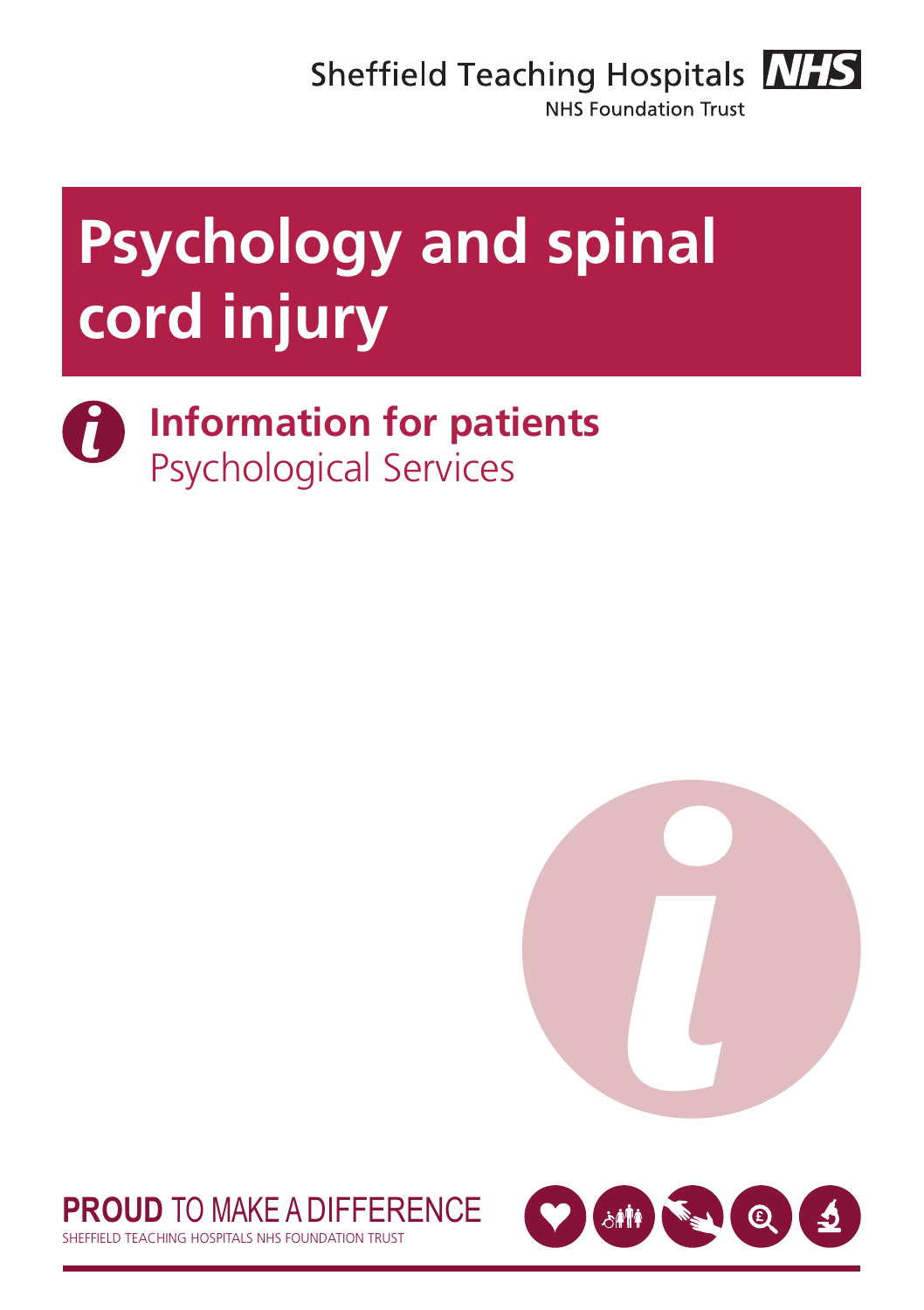Sheffield Teaching Hospitals NHS

NHS Foundation Trust

# Psychology and spinal cord injury

## Information for patients

Psychological Services

**PROUD** TO MAKE A DIFFERENCE

SHEFFIELD TEACHING HOSPITALS NHS FOUNDATION TRUST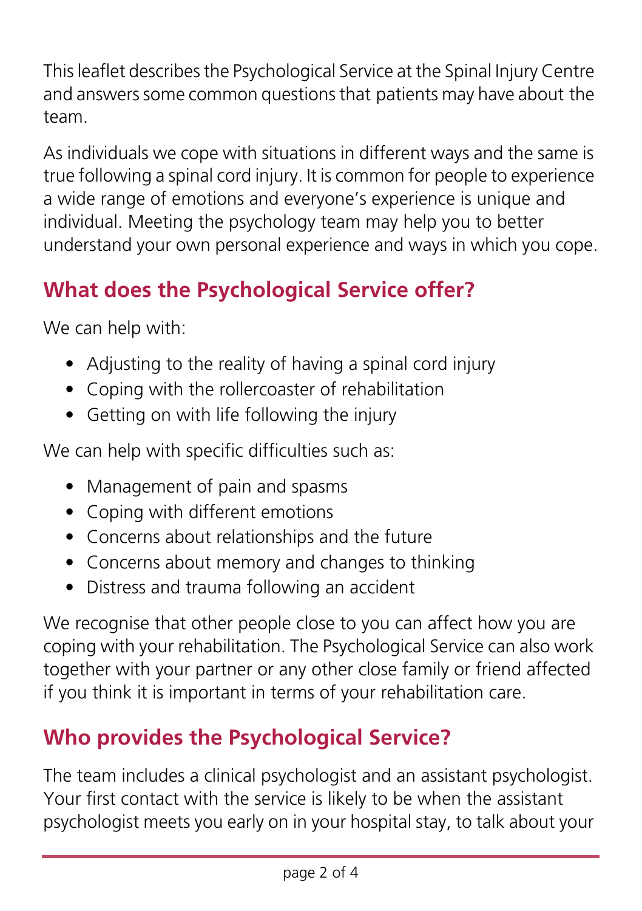This leaflet describes the Psychological Service at the Spinal Injury Centre and answers some common questions that patients may have about the team.

As individuals we cope with situations in different ways and the same is true following a spinal cord injury. It is common for people to experience a wide range of emotions and everyone's experience is unique and individual. Meeting the psychology team may help you to better understand your own personal experience and ways in which you cope.

## What does the Psychological Service offer?

We can help with:

- Adjusting to the reality of having a spinal cord injury
- Coping with the rollercoaster of rehabilitation
- Getting on with life following the injury

We can help with specific difficulties such as:

- Management of pain and spasms
- Coping with different emotions
- Concerns about relationships and the future
- Concerns about memory and changes to thinking
- Distress and trauma following an accident

We recognise that other people close to you can affect how you are coping with your rehabilitation. The Psychological Service can also work together with your partner or any other close family or friend affected if you think it is important in terms of your rehabilitation care.

## Who provides the Psychological Service?

The team includes a clinical psychologist and an assistant psychologist. Your first contact with the service is likely to be when the assistant psychologist meets you early on in your hospital stay, to talk about your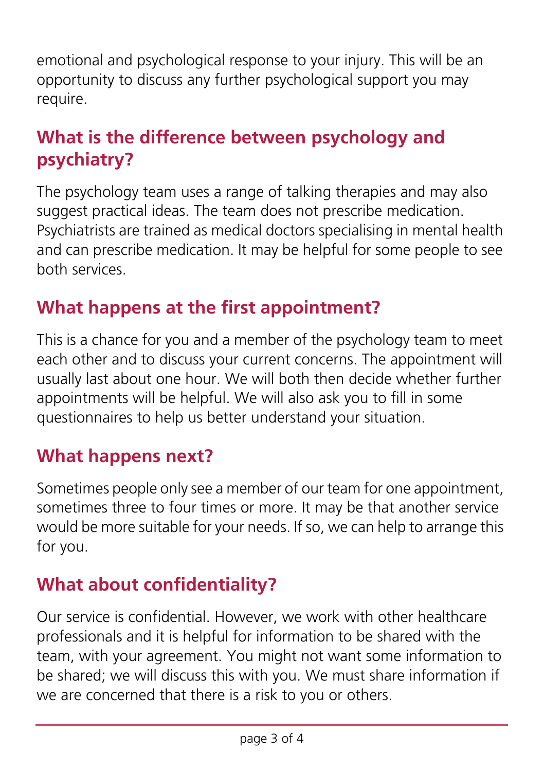emotional and psychological response to your injury. This will be an opportunity to discuss any further psychological support you may require.

## What is the difference between psychology and psychiatry?

The psychology team uses a range of talking therapies and may also suggest practical ideas. The team does not prescribe medication. Psychiatrists are trained as medical doctors specialising in mental health and can prescribe medication. It may be helpful for some people to see both services.

## What happens at the first appointment?

This is a chance for you and a member of the psychology team to meet each other and to discuss your current concerns. The appointment will usually last about one hour. We will both then decide whether further appointments will be helpful. We will also ask you to fill in some questionnaires to help us better understand your situation.

## What happens next?

Sometimes people only see a member of our team for one appointment, sometimes three to four times or more. It may be that another service would be more suitable for your needs. If so, we can help to arrange this for you.

## What about confidentiality?

Our service is confidential. However, we work with other healthcare professionals and it is helpful for information to be shared with the team, with your agreement. You might not want some information to be shared; we will discuss this with you. We must share information if we are concerned that there is a risk to you or others.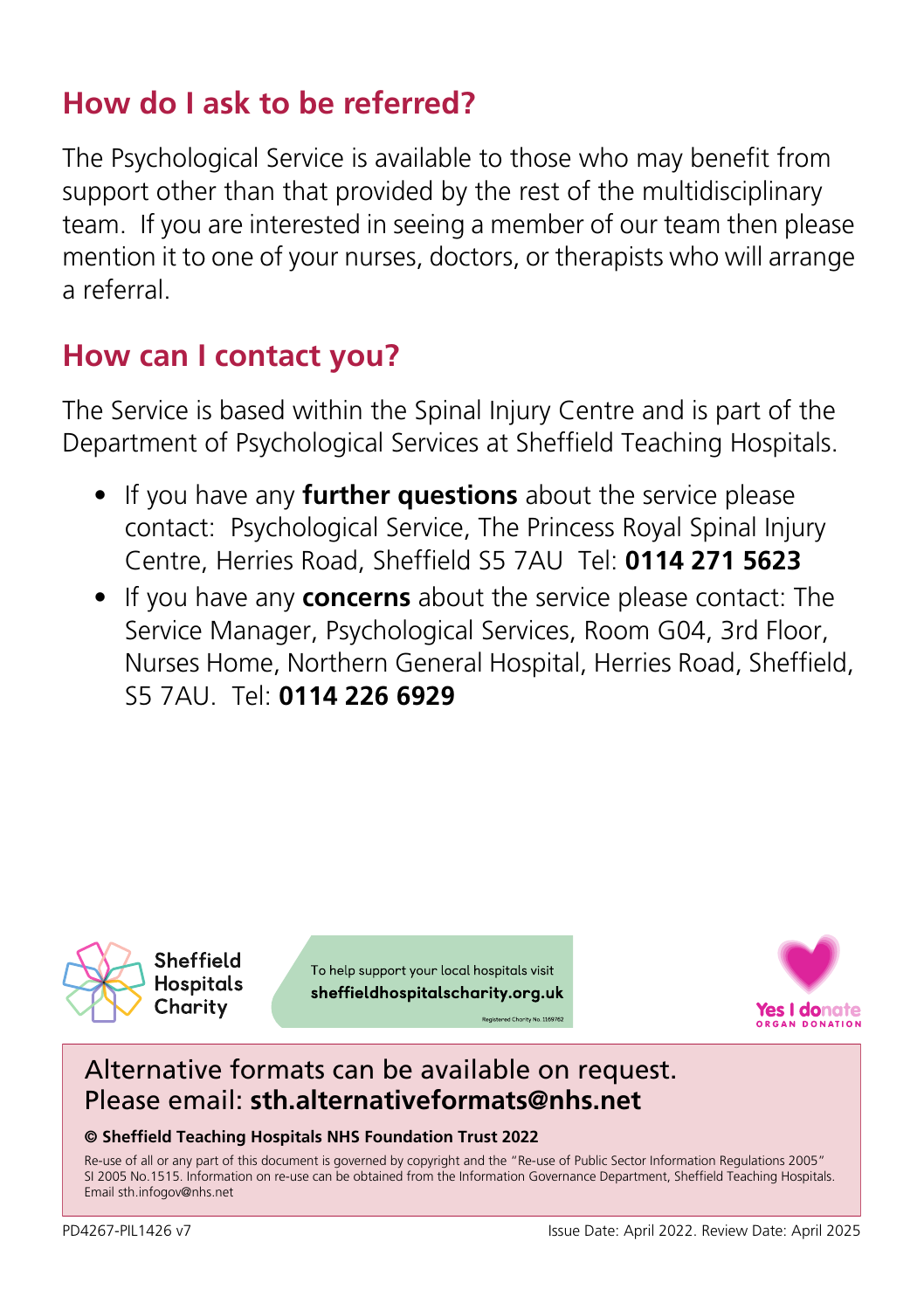## How do I ask to be referred?

The Psychological Service is available to those who may benefit from support other than that provided by the rest of the multidisciplinary team. If you are interested in seeing a member of our team then please mention it to one of your nurses, doctors, or therapists who will arrange a referral.

## How can I contact you?

The Service is based within the Spinal Injury Centre and is part of the Department of Psychological Services at Sheffield Teaching Hospitals.

- If you have any **further questions** about the service please contact: Psychological Service, The Princess Royal Spinal Injury Centre, Herries Road, Sheffield S5 7AU Tel: **0114 271 5623**
- If you have any **concerns** about the service please contact: The Service Manager, Psychological Services, Room G04, 3rd Floor, Nurses Home, Northern General Hospital, Herries Road, Sheffield, S5 7AU. Tel: **0114 226 6929**

Sheffield Hospitals Charity

To help support your local hospitals visit **sheffieldhospitalscharity.org.uk**

Registered Charity No. 1169762

Yes I donate ORGAN DONATION

Alternative formats can be available on request. Please email: **sth.alternativeformats@nhs.net**

**© Sheffield Teaching Hospitals NHS Foundation Trust 2022**

Re-use of all or any part of this document is governed by copyright and the "Re-use of Public Sector Information Regulations 2005" SI 2005 No.1515. Information on re-use can be obtained from the Information Governance Department, Sheffield Teaching Hospitals. Email sth.infogov@nhs.net

PD4267-PIL1426 v7

Issue Date: April 2022. Review Date: April 2025